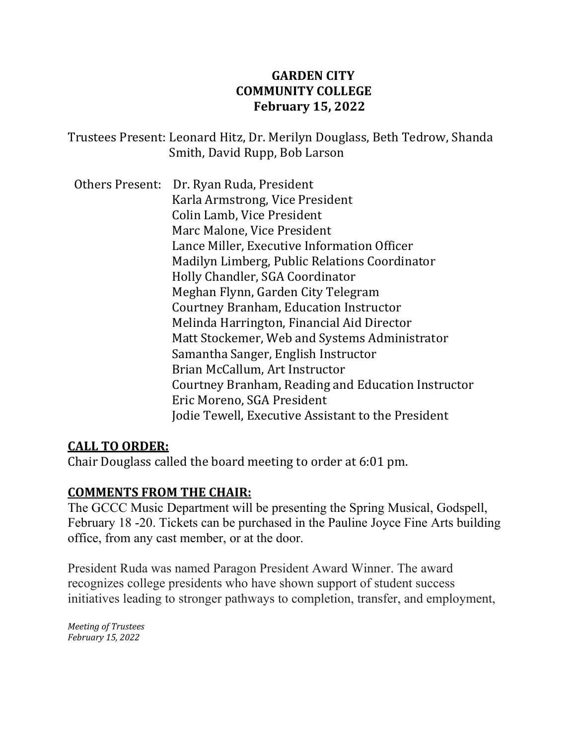# GARDEN CITY COMMUNITY COLLEGE
## February 15, 2022

Trustees Present: Leonard Hitz, Dr. Merilyn Douglass, Beth Tedrow, Shanda Smith, David Rupp, Bob Larson

Others Present: Dr. Ryan Ruda, President
Karla Armstrong, Vice President
Colin Lamb, Vice President
Marc Malone, Vice President
Lance Miller, Executive Information Officer
Madilyn Limberg, Public Relations Coordinator
Holly Chandler, SGA Coordinator
Meghan Flynn, Garden City Telegram
Courtney Branham, Education Instructor
Melinda Harrington, Financial Aid Director
Matt Stockemer, Web and Systems Administrator
Samantha Sanger, English Instructor
Brian McCallum, Art Instructor
Courtney Branham, Reading and Education Instructor
Eric Moreno, SGA President
Jodie Tewell, Executive Assistant to the President

**CALL TO ORDER:**

Chair Douglass called the board meeting to order at 6:01 pm.

**COMMENTS FROM THE CHAIR:**

The GCCC Music Department will be presenting the Spring Musical, Godspell, February 18 -20. Tickets can be purchased in the Pauline Joyce Fine Arts building office, from any cast member, or at the door.

President Ruda was named Paragon President Award Winner. The award recognizes college presidents who have shown support of student success initiatives leading to stronger pathways to completion, transfer, and employment,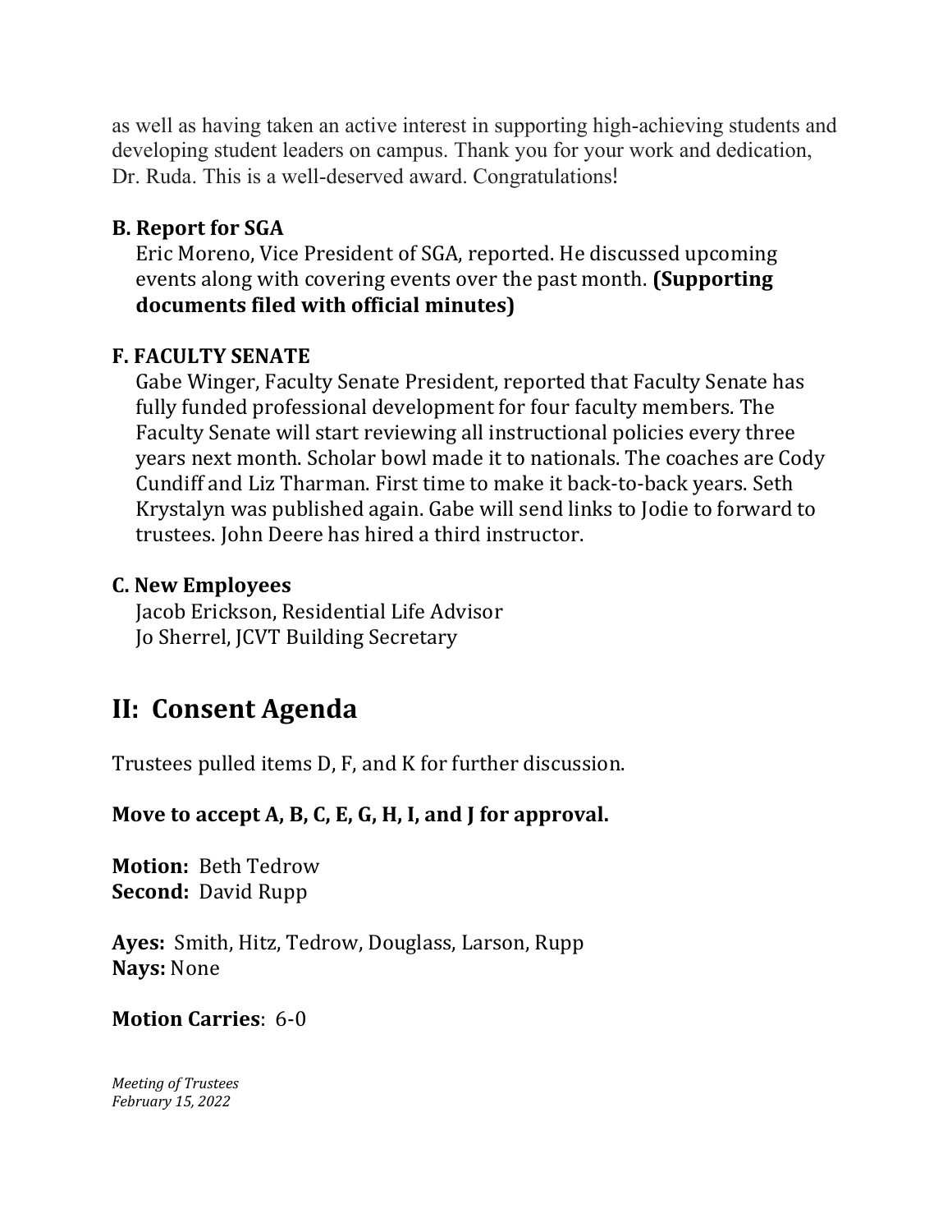as well as having taken an active interest in supporting high-achieving students and developing student leaders on campus. Thank you for your work and dedication, Dr. Ruda. This is a well-deserved award. Congratulations!

### B. Report for SGA

Eric Moreno, Vice President of SGA, reported. He discussed upcoming events along with covering events over the past month. **(Supporting documents filed with official minutes)**

### F. FACULTY SENATE

Gabe Winger, Faculty Senate President, reported that Faculty Senate has fully funded professional development for four faculty members. The Faculty Senate will start reviewing all instructional policies every three years next month. Scholar bowl made it to nationals. The coaches are Cody Cundiff and Liz Tharman. First time to make it back-to-back years. Seth Krystalyn was published again. Gabe will send links to Jodie to forward to trustees. John Deere has hired a third instructor.

### C. New Employees

Jacob Erickson, Residential Life Advisor
Jo Sherrel, JCVT Building Secretary

## II: Consent Agenda

Trustees pulled items D, F, and K for further discussion.

**Move to accept A, B, C, E, G, H, I, and J for approval.**

**Motion:** Beth Tedrow
**Second:** David Rupp

**Ayes:** Smith, Hitz, Tedrow, Douglass, Larson, Rupp
**Nays:** None

**Motion Carries**: 6-0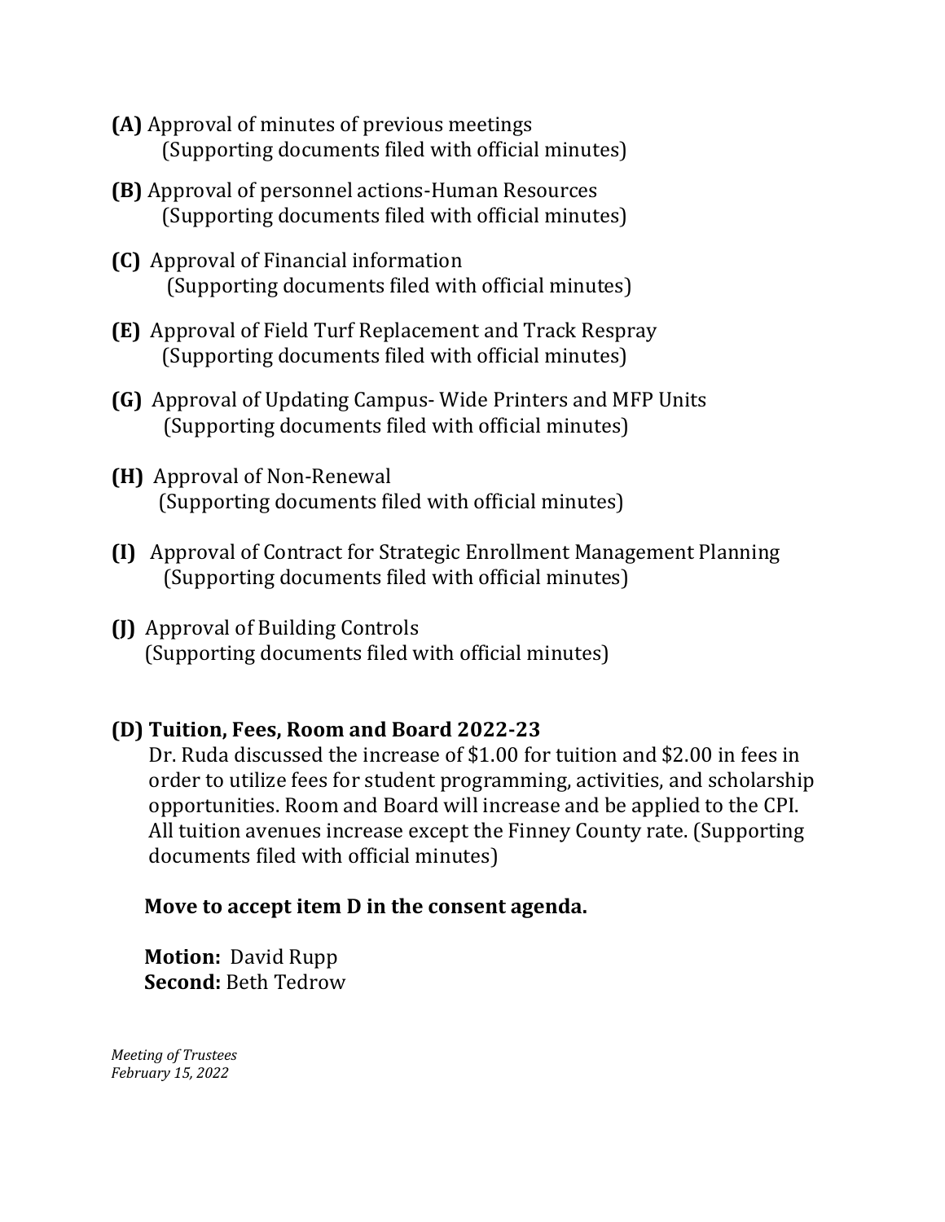**(A)** Approval of minutes of previous meetings
(Supporting documents filed with official minutes)

**(B)** Approval of personnel actions-Human Resources
(Supporting documents filed with official minutes)

**(C)** Approval of Financial information
(Supporting documents filed with official minutes)

**(E)** Approval of Field Turf Replacement and Track Respray
(Supporting documents filed with official minutes)

**(G)** Approval of Updating Campus- Wide Printers and MFP Units
(Supporting documents filed with official minutes)

**(H)** Approval of Non-Renewal
(Supporting documents filed with official minutes)

**(I)** Approval of Contract for Strategic Enrollment Management Planning
(Supporting documents filed with official minutes)

**(J)** Approval of Building Controls
(Supporting documents filed with official minutes)

**(D) Tuition, Fees, Room and Board 2022-23**

Dr. Ruda discussed the increase of $1.00 for tuition and $2.00 in fees in order to utilize fees for student programming, activities, and scholarship opportunities. Room and Board will increase and be applied to the CPI. All tuition avenues increase except the Finney County rate. (Supporting documents filed with official minutes)

**Move to accept item D in the consent agenda.**

**Motion:** David Rupp
**Second:** Beth Tedrow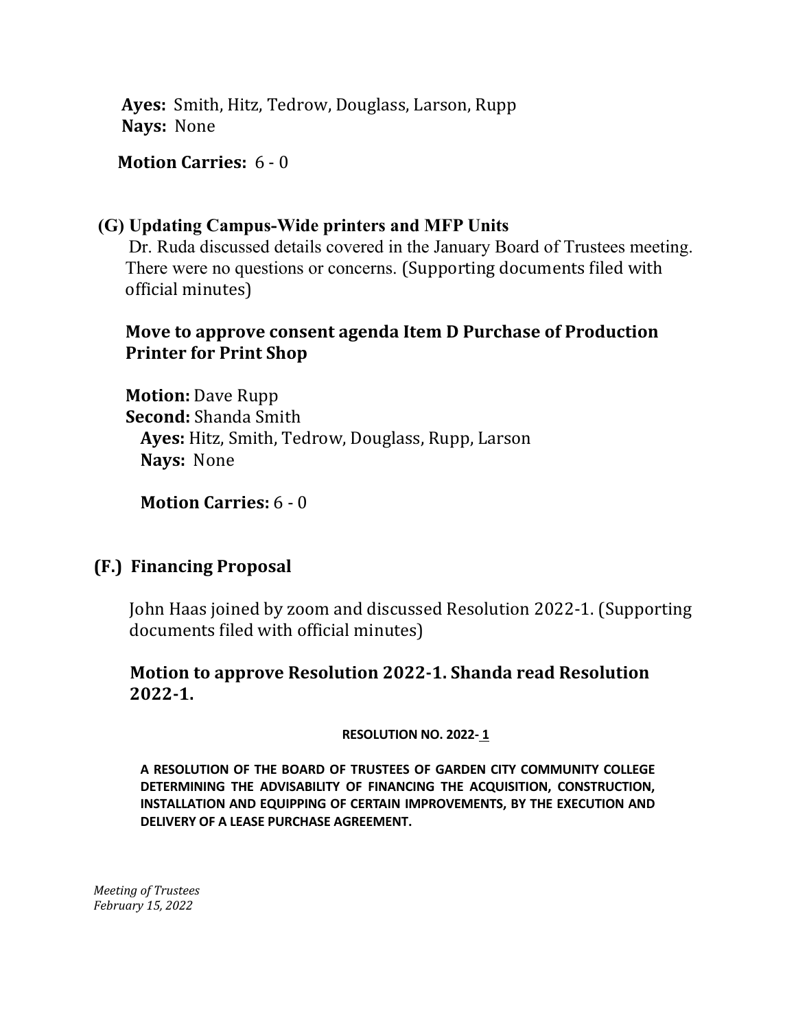**Ayes:** Smith, Hitz, Tedrow, Douglass, Larson, Rupp
**Nays:** None

**Motion Carries:** 6 - 0

### (G) Updating Campus-Wide printers and MFP Units

Dr. Ruda discussed details covered in the January Board of Trustees meeting. There were no questions or concerns. (Supporting documents filed with official minutes)

**Move to approve consent agenda Item D Purchase of Production Printer for Print Shop**

**Motion:** Dave Rupp
**Second:** Shanda Smith
**Ayes:** Hitz, Smith, Tedrow, Douglass, Rupp, Larson
**Nays:** None

**Motion Carries:** 6 - 0

### (F.) Financing Proposal

John Haas joined by zoom and discussed Resolution 2022-1. (Supporting documents filed with official minutes)

**Motion to approve Resolution 2022-1. Shanda read Resolution 2022-1.**

**RESOLUTION NO. 2022- 1**

**A RESOLUTION OF THE BOARD OF TRUSTEES OF GARDEN CITY COMMUNITY COLLEGE DETERMINING THE ADVISABILITY OF FINANCING THE ACQUISITION, CONSTRUCTION, INSTALLATION AND EQUIPPING OF CERTAIN IMPROVEMENTS, BY THE EXECUTION AND DELIVERY OF A LEASE PURCHASE AGREEMENT.**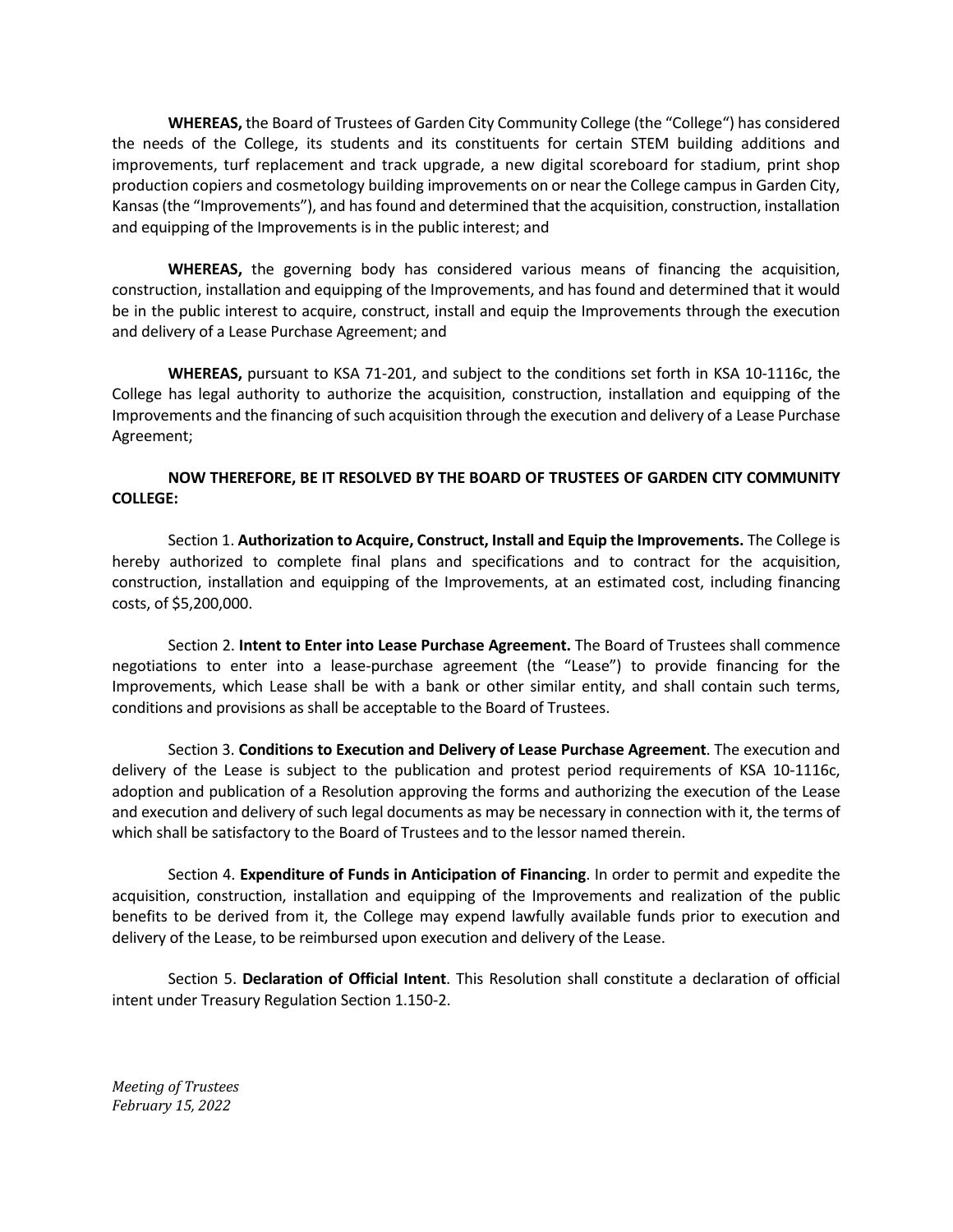**WHEREAS,** the Board of Trustees of Garden City Community College (the "College") has considered the needs of the College, its students and its constituents for certain STEM building additions and improvements, turf replacement and track upgrade, a new digital scoreboard for stadium, print shop production copiers and cosmetology building improvements on or near the College campus in Garden City, Kansas (the "Improvements"), and has found and determined that the acquisition, construction, installation and equipping of the Improvements is in the public interest; and

**WHEREAS,** the governing body has considered various means of financing the acquisition, construction, installation and equipping of the Improvements, and has found and determined that it would be in the public interest to acquire, construct, install and equip the Improvements through the execution and delivery of a Lease Purchase Agreement; and

**WHEREAS,** pursuant to KSA 71-201, and subject to the conditions set forth in KSA 10-1116c, the College has legal authority to authorize the acquisition, construction, installation and equipping of the Improvements and the financing of such acquisition through the execution and delivery of a Lease Purchase Agreement;

**NOW THEREFORE, BE IT RESOLVED BY THE BOARD OF TRUSTEES OF GARDEN CITY COMMUNITY COLLEGE:**

Section 1. **Authorization to Acquire, Construct, Install and Equip the Improvements.** The College is hereby authorized to complete final plans and specifications and to contract for the acquisition, construction, installation and equipping of the Improvements, at an estimated cost, including financing costs, of $5,200,000.

Section 2. **Intent to Enter into Lease Purchase Agreement.** The Board of Trustees shall commence negotiations to enter into a lease-purchase agreement (the "Lease") to provide financing for the Improvements, which Lease shall be with a bank or other similar entity, and shall contain such terms, conditions and provisions as shall be acceptable to the Board of Trustees.

Section 3. **Conditions to Execution and Delivery of Lease Purchase Agreement**. The execution and delivery of the Lease is subject to the publication and protest period requirements of KSA 10-1116c, adoption and publication of a Resolution approving the forms and authorizing the execution of the Lease and execution and delivery of such legal documents as may be necessary in connection with it, the terms of which shall be satisfactory to the Board of Trustees and to the lessor named therein.

Section 4. **Expenditure of Funds in Anticipation of Financing**. In order to permit and expedite the acquisition, construction, installation and equipping of the Improvements and realization of the public benefits to be derived from it, the College may expend lawfully available funds prior to execution and delivery of the Lease, to be reimbursed upon execution and delivery of the Lease.

Section 5. **Declaration of Official Intent**. This Resolution shall constitute a declaration of official intent under Treasury Regulation Section 1.150-2.

*Meeting of Trustees*
*February 15, 2022*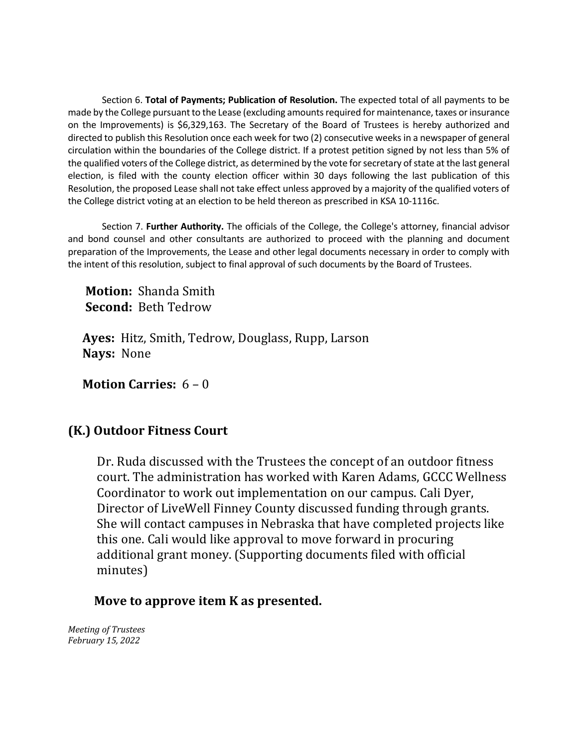Section 6. **Total of Payments; Publication of Resolution.** The expected total of all payments to be made by the College pursuant to the Lease (excluding amounts required for maintenance, taxes or insurance on the Improvements) is $6,329,163. The Secretary of the Board of Trustees is hereby authorized and directed to publish this Resolution once each week for two (2) consecutive weeks in a newspaper of general circulation within the boundaries of the College district. If a protest petition signed by not less than 5% of the qualified voters of the College district, as determined by the vote for secretary of state at the last general election, is filed with the county election officer within 30 days following the last publication of this Resolution, the proposed Lease shall not take effect unless approved by a majority of the qualified voters of the College district voting at an election to be held thereon as prescribed in KSA 10-1116c.

Section 7. **Further Authority.** The officials of the College, the College's attorney, financial advisor and bond counsel and other consultants are authorized to proceed with the planning and document preparation of the Improvements, the Lease and other legal documents necessary in order to comply with the intent of this resolution, subject to final approval of such documents by the Board of Trustees.

**Motion:** Shanda Smith
**Second:** Beth Tedrow

**Ayes:** Hitz, Smith, Tedrow, Douglass, Rupp, Larson
**Nays:** None

**Motion Carries:** 6 – 0

## (K.) Outdoor Fitness Court

Dr. Ruda discussed with the Trustees the concept of an outdoor fitness court. The administration has worked with Karen Adams, GCCC Wellness Coordinator to work out implementation on our campus. Cali Dyer, Director of LiveWell Finney County discussed funding through grants. She will contact campuses in Nebraska that have completed projects like this one. Cali would like approval to move forward in procuring additional grant money. (Supporting documents filed with official minutes)

**Move to approve item K as presented.**

*Meeting of Trustees*
*February 15, 2022*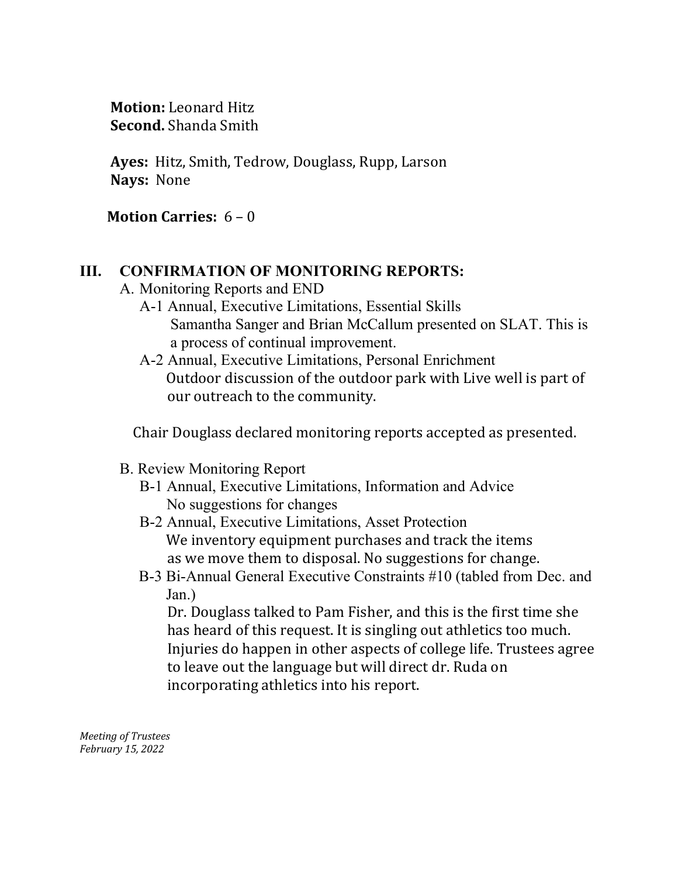**Motion:** Leonard Hitz
**Second.** Shanda Smith

**Ayes:** Hitz, Smith, Tedrow, Douglass, Rupp, Larson
**Nays:** None

**Motion Carries:** 6 – 0

## III. CONFIRMATION OF MONITORING REPORTS:

A. Monitoring Reports and END

A-1 Annual, Executive Limitations, Essential Skills
Samantha Sanger and Brian McCallum presented on SLAT. This is a process of continual improvement.

A-2 Annual, Executive Limitations, Personal Enrichment
Outdoor discussion of the outdoor park with Live well is part of our outreach to the community.

Chair Douglass declared monitoring reports accepted as presented.

B. Review Monitoring Report

B-1 Annual, Executive Limitations, Information and Advice
No suggestions for changes

B-2 Annual, Executive Limitations, Asset Protection
We inventory equipment purchases and track the items as we move them to disposal. No suggestions for change.

B-3 Bi-Annual General Executive Constraints #10 (tabled from Dec. and Jan.)
Dr. Douglass talked to Pam Fisher, and this is the first time she has heard of this request. It is singling out athletics too much. Injuries do happen in other aspects of college life. Trustees agree to leave out the language but will direct dr. Ruda on incorporating athletics into his report.

*Meeting of Trustees*
*February 15, 2022*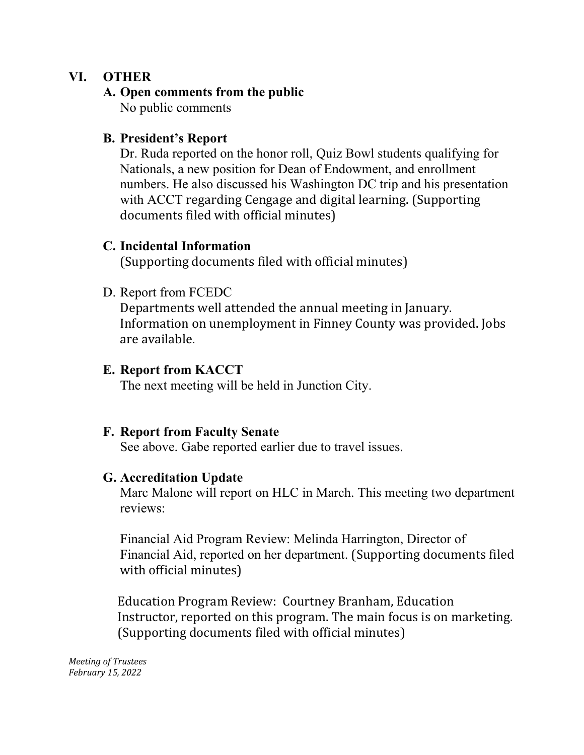## VI. OTHER

### A. Open comments from the public

No public comments

### B. President's Report

Dr. Ruda reported on the honor roll, Quiz Bowl students qualifying for Nationals, a new position for Dean of Endowment, and enrollment numbers. He also discussed his Washington DC trip and his presentation with ACCT regarding Cengage and digital learning. (Supporting documents filed with official minutes)

### C. Incidental Information

(Supporting documents filed with official minutes)

### D. Report from FCEDC

Departments well attended the annual meeting in January. Information on unemployment in Finney County was provided. Jobs are available.

### E. Report from KACCT

The next meeting will be held in Junction City.

### F. Report from Faculty Senate

See above. Gabe reported earlier due to travel issues.

### G. Accreditation Update

Marc Malone will report on HLC in March. This meeting two department reviews:

Financial Aid Program Review: Melinda Harrington, Director of Financial Aid, reported on her department. (Supporting documents filed with official minutes)

Education Program Review: Courtney Branham, Education Instructor, reported on this program. The main focus is on marketing. (Supporting documents filed with official minutes)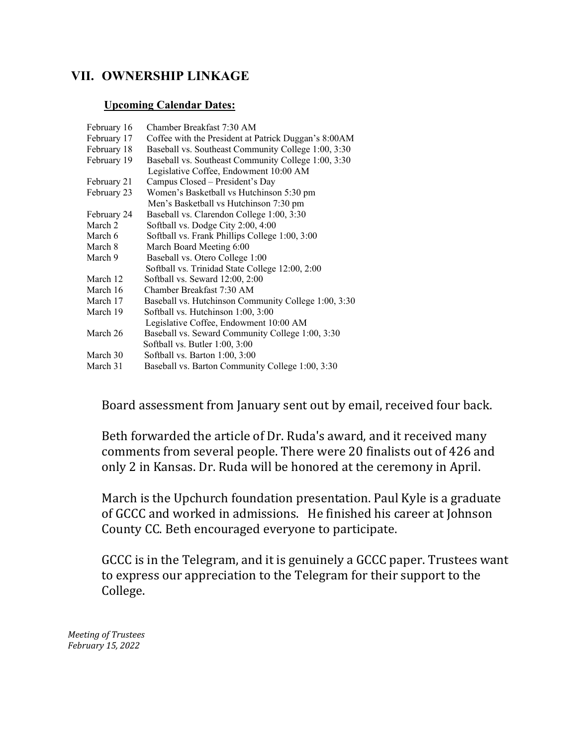## VII. OWNERSHIP LINKAGE

**Upcoming Calendar Dates:**

| | |
|---|---|
| February 16 | Chamber Breakfast 7:30 AM |
| February 17 | Coffee with the President at Patrick Duggan's 8:00AM |
| February 18 | Baseball vs. Southeast Community College 1:00, 3:30 |
| February 19 | Baseball vs. Southeast Community College 1:00, 3:30 |
| | Legislative Coffee, Endowment 10:00 AM |
| February 21 | Campus Closed – President's Day |
| February 23 | Women's Basketball vs Hutchinson 5:30 pm |
| | Men's Basketball vs Hutchinson 7:30 pm |
| February 24 | Baseball vs. Clarendon College 1:00, 3:30 |
| March 2 | Softball vs. Dodge City 2:00, 4:00 |
| March 6 | Softball vs. Frank Phillips College 1:00, 3:00 |
| March 8 | March Board Meeting 6:00 |
| March 9 | Baseball vs. Otero College 1:00 |
| | Softball vs. Trinidad State College 12:00, 2:00 |
| March 12 | Softball vs. Seward 12:00, 2:00 |
| March 16 | Chamber Breakfast 7:30 AM |
| March 17 | Baseball vs. Hutchinson Community College 1:00, 3:30 |
| March 19 | Softball vs. Hutchinson 1:00, 3:00 |
| | Legislative Coffee, Endowment 10:00 AM |
| March 26 | Baseball vs. Seward Community College 1:00, 3:30 |
| | Softball vs. Butler 1:00, 3:00 |
| March 30 | Softball vs. Barton 1:00, 3:00 |
| March 31 | Baseball vs. Barton Community College 1:00, 3:30 |

Board assessment from January sent out by email, received four back.

Beth forwarded the article of Dr. Ruda's award, and it received many comments from several people. There were 20 finalists out of 426 and only 2 in Kansas. Dr. Ruda will be honored at the ceremony in April.

March is the Upchurch foundation presentation. Paul Kyle is a graduate of GCCC and worked in admissions. He finished his career at Johnson County CC. Beth encouraged everyone to participate.

GCCC is in the Telegram, and it is genuinely a GCCC paper. Trustees want to express our appreciation to the Telegram for their support to the College.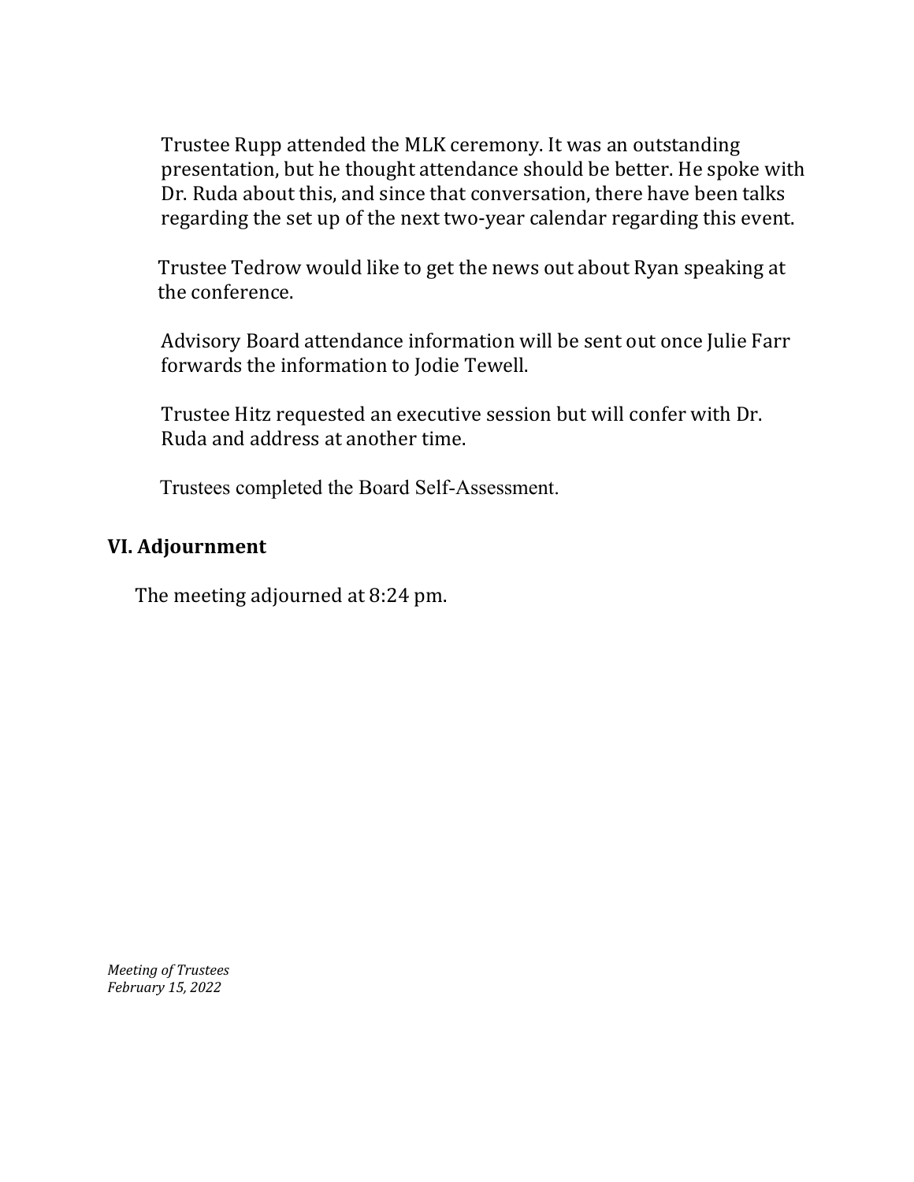Trustee Rupp attended the MLK ceremony. It was an outstanding presentation, but he thought attendance should be better. He spoke with Dr. Ruda about this, and since that conversation, there have been talks regarding the set up of the next two-year calendar regarding this event.

Trustee Tedrow would like to get the news out about Ryan speaking at the conference.

Advisory Board attendance information will be sent out once Julie Farr forwards the information to Jodie Tewell.

Trustee Hitz requested an executive session but will confer with Dr. Ruda and address at another time.

Trustees completed the Board Self-Assessment.

## VI. Adjournment

The meeting adjourned at 8:24 pm.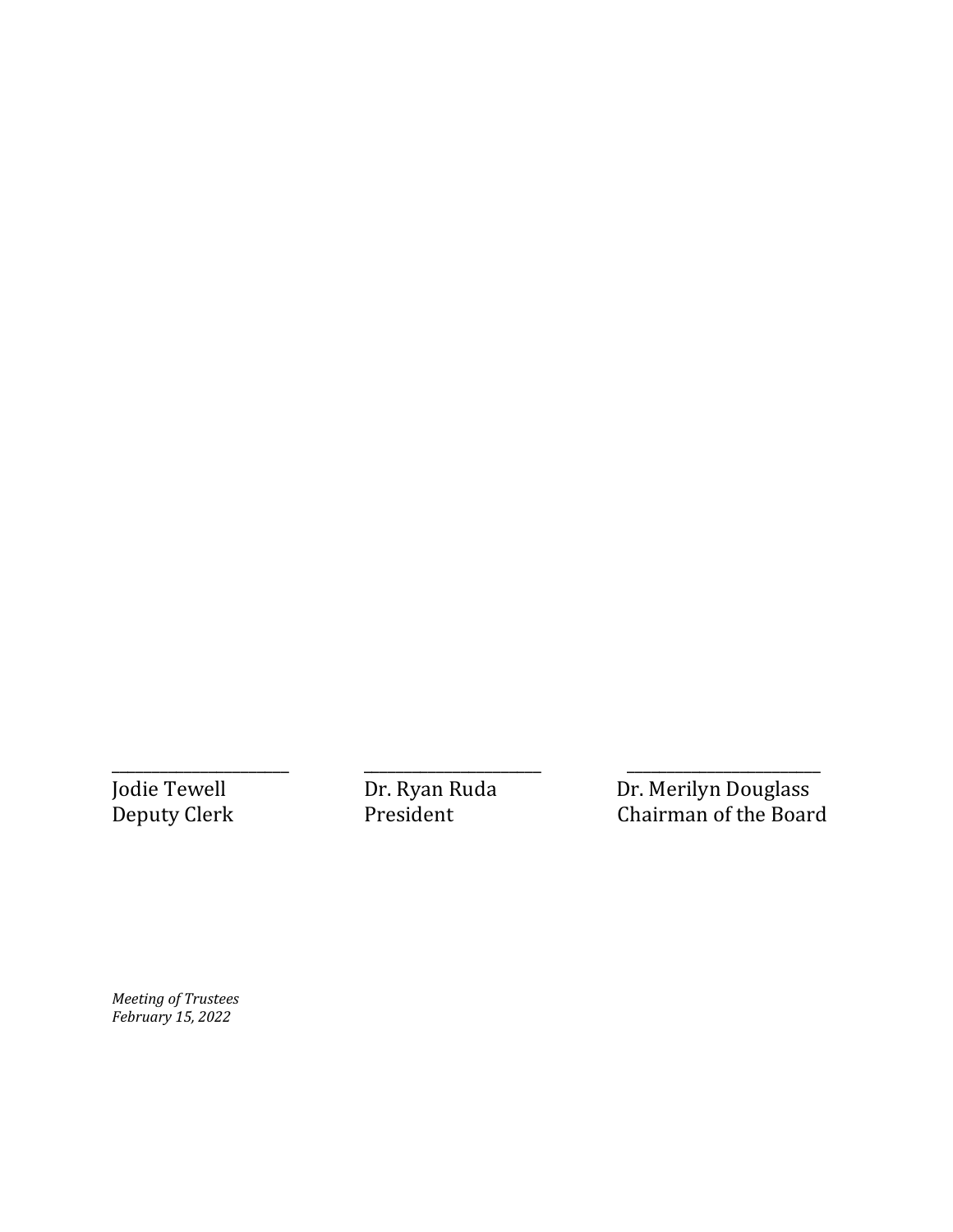| | | |
|---|---|---|
| ______________________ | ______________________ | ________________________ |
| Jodie Tewell | Dr. Ryan Ruda | Dr. Merilyn Douglass |
| Deputy Clerk | President | Chairman of the Board |

*Meeting of Trustees*
*February 15, 2022*